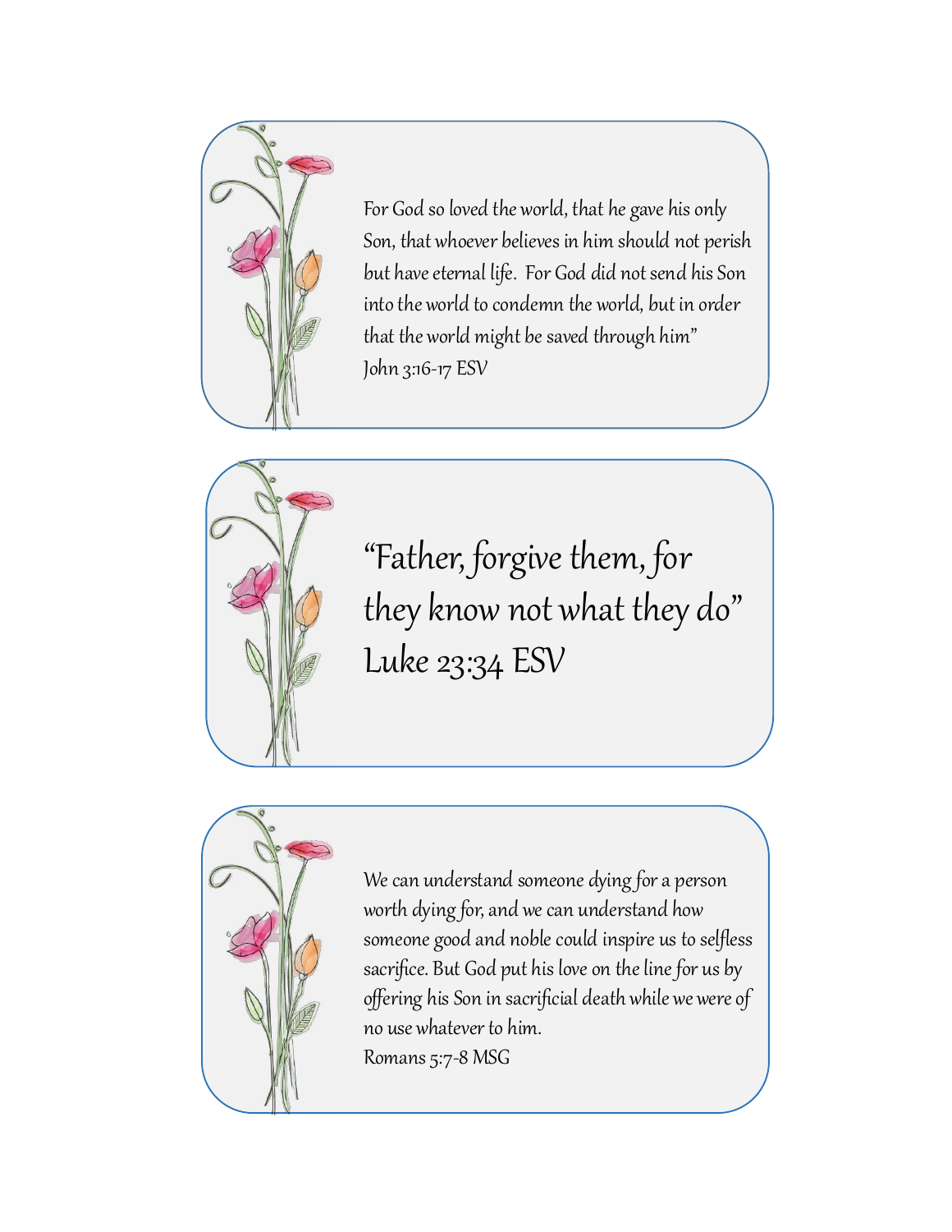For God so loved the world, that he gave his only Son, that whoever believes in him should not perish but have eternal life.  For God did not send his Son into the world to condemn the world, but in order that the world might be saved through him"
John 3:16-17 ESV

"Father, forgive them, for they know not what they do"
Luke 23:34 ESV

We can understand someone dying for a person worth dying for, and we can understand how someone good and noble could inspire us to selfless sacrifice. But God put his love on the line for us by offering his Son in sacrificial death while we were of no use whatever to him.
Romans 5:7-8 MSG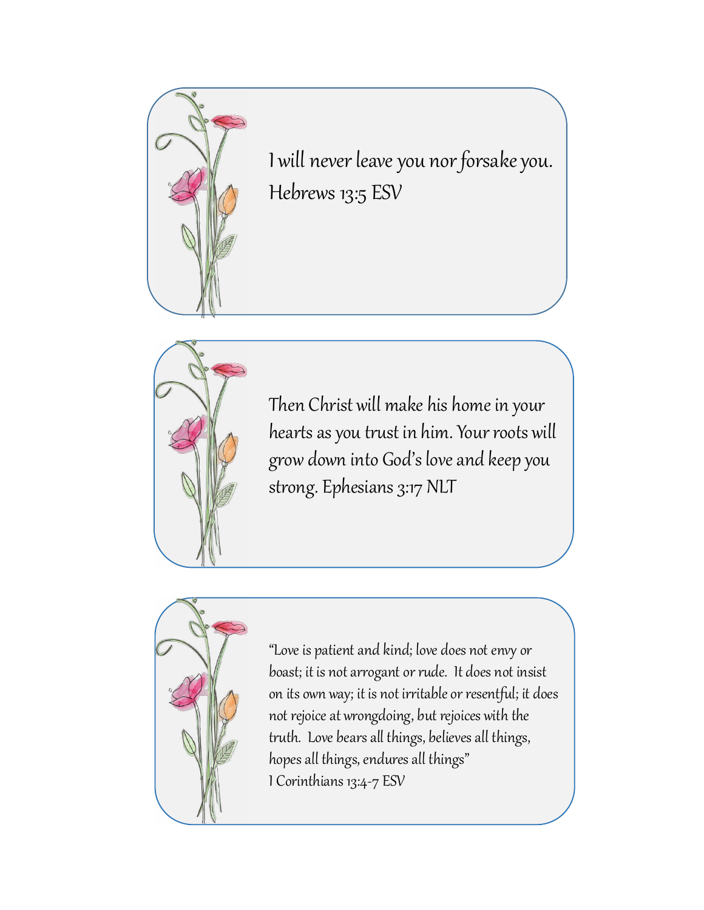I will never leave you nor forsake you.
Hebrews 13:5 ESV

Then Christ will make his home in your hearts as you trust in him. Your roots will grow down into God's love and keep you strong. Ephesians 3:17 NLT

"Love is patient and kind; love does not envy or boast; it is not arrogant or rude. It does not insist on its own way; it is not irritable or resentful; it does not rejoice at wrongdoing, but rejoices with the truth. Love bears all things, believes all things, hopes all things, endures all things"
1 Corinthians 13:4-7 ESV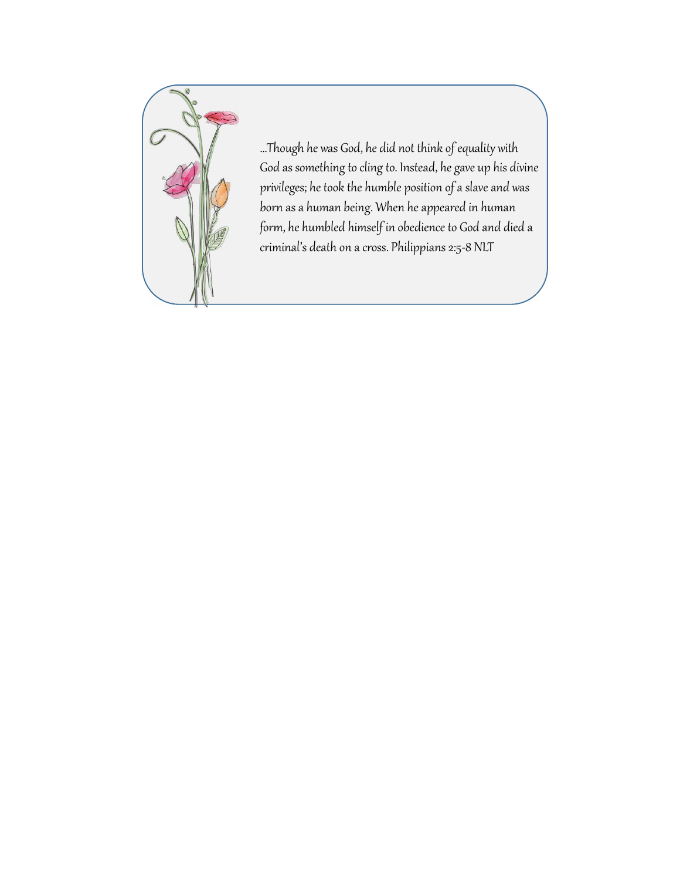...Though he was God, he did not think of equality with God as something to cling to. Instead, he gave up his divine privileges; he took the humble position of a slave and was born as a human being. When he appeared in human form, he humbled himself in obedience to God and died a criminal's death on a cross. Philippians 2:5-8 NLT